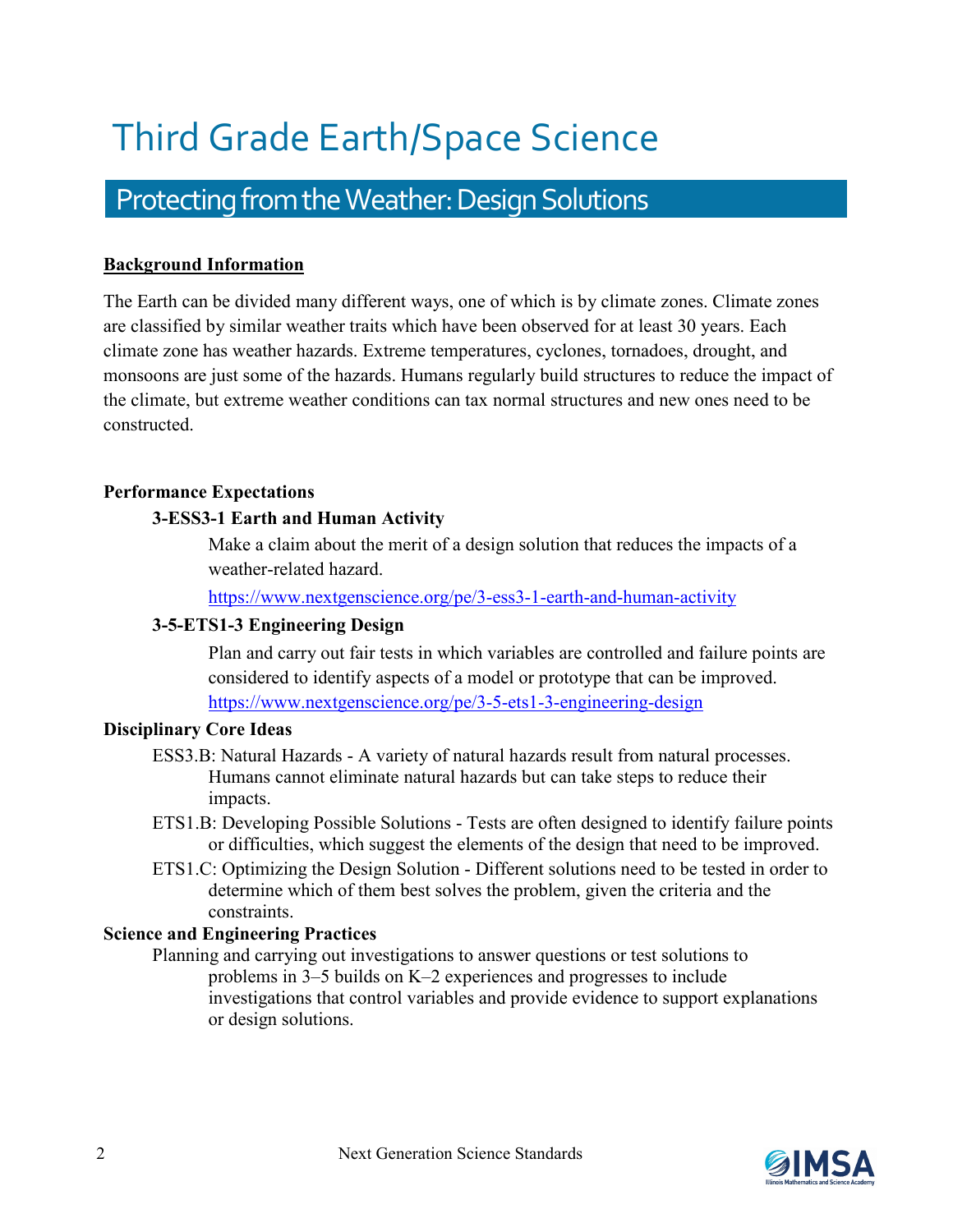# Third Grade Earth/Space Science

## Protecting from the Weather: Design Solutions

**Background Information**

The Earth can be divided many different ways, one of which is by climate zones. Climate zones are classified by similar weather traits which have been observed for at least 30 years. Each climate zone has weather hazards. Extreme temperatures, cyclones, tornadoes, drought, and monsoons are just some of the hazards. Humans regularly build structures to reduce the impact of the climate, but extreme weather conditions can tax normal structures and new ones need to be constructed.

**Performance Expectations**

**3-ESS3-1 Earth and Human Activity**

Make a claim about the merit of a design solution that reduces the impacts of a weather-related hazard.

https://www.nextgenscience.org/pe/3-ess3-1-earth-and-human-activity

**3-5-ETS1-3 Engineering Design**

Plan and carry out fair tests in which variables are controlled and failure points are considered to identify aspects of a model or prototype that can be improved.

https://www.nextgenscience.org/pe/3-5-ets1-3-engineering-design

**Disciplinary Core Ideas**

ESS3.B: Natural Hazards - A variety of natural hazards result from natural processes. Humans cannot eliminate natural hazards but can take steps to reduce their impacts.

ETS1.B: Developing Possible Solutions - Tests are often designed to identify failure points or difficulties, which suggest the elements of the design that need to be improved.

ETS1.C: Optimizing the Design Solution - Different solutions need to be tested in order to determine which of them best solves the problem, given the criteria and the constraints.

**Science and Engineering Practices**

Planning and carrying out investigations to answer questions or test solutions to problems in 3–5 builds on K–2 experiences and progresses to include investigations that control variables and provide evidence to support explanations or design solutions.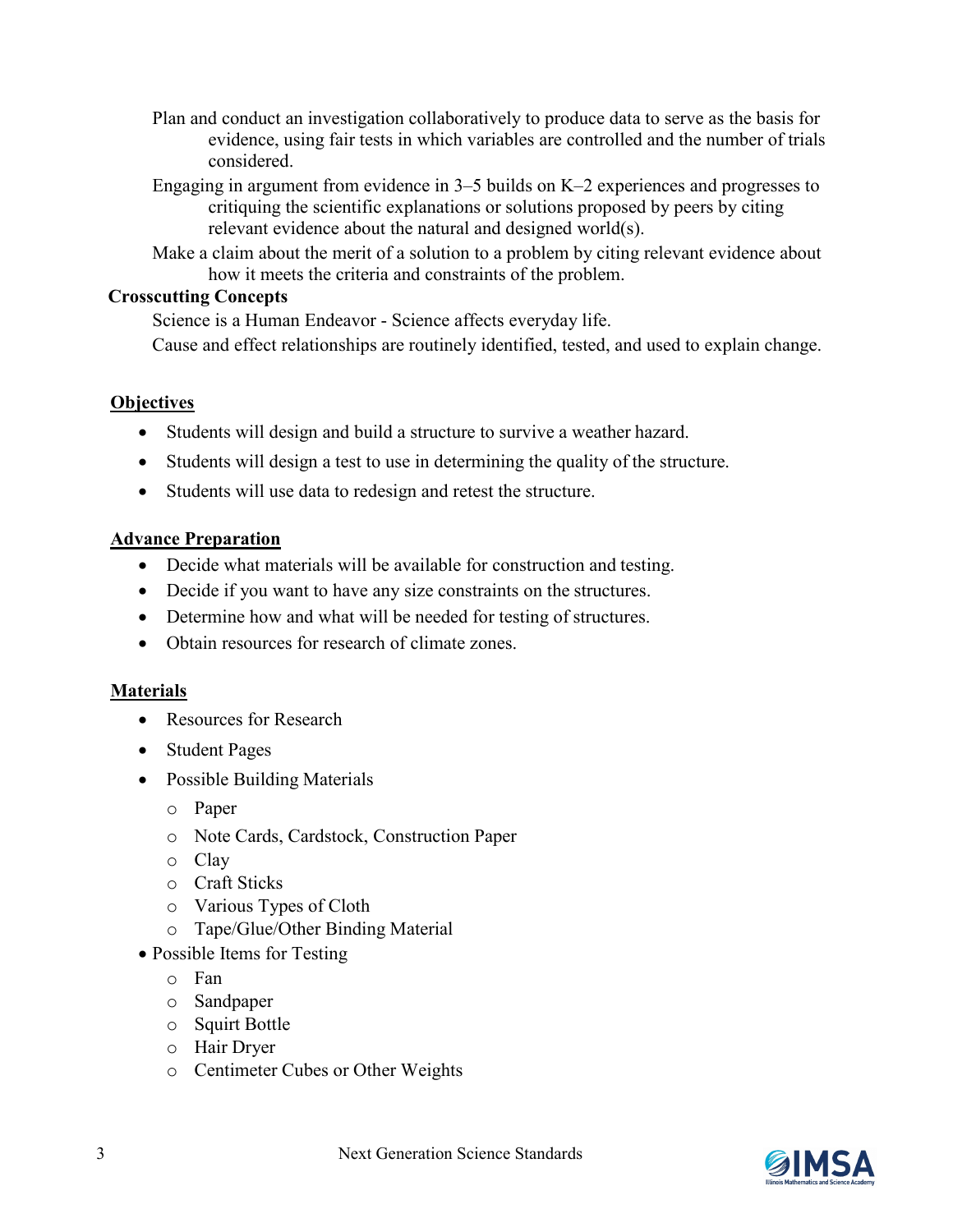Plan and conduct an investigation collaboratively to produce data to serve as the basis for evidence, using fair tests in which variables are controlled and the number of trials considered.

Engaging in argument from evidence in 3–5 builds on K–2 experiences and progresses to critiquing the scientific explanations or solutions proposed by peers by citing relevant evidence about the natural and designed world(s).

Make a claim about the merit of a solution to a problem by citing relevant evidence about how it meets the criteria and constraints of the problem.

**Crosscutting Concepts**

Science is a Human Endeavor - Science affects everyday life.

Cause and effect relationships are routinely identified, tested, and used to explain change.

## Objectives

- Students will design and build a structure to survive a weather hazard.
- Students will design a test to use in determining the quality of the structure.
- Students will use data to redesign and retest the structure.

## Advance Preparation

- Decide what materials will be available for construction and testing.
- Decide if you want to have any size constraints on the structures.
- Determine how and what will be needed for testing of structures.
- Obtain resources for research of climate zones.

## Materials

- Resources for Research
- Student Pages
- Possible Building Materials
  - Paper
  - Note Cards, Cardstock, Construction Paper
  - Clay
  - Craft Sticks
  - Various Types of Cloth
  - Tape/Glue/Other Binding Material
- Possible Items for Testing
  - Fan
  - Sandpaper
  - Squirt Bottle
  - Hair Dryer
  - Centimeter Cubes or Other Weights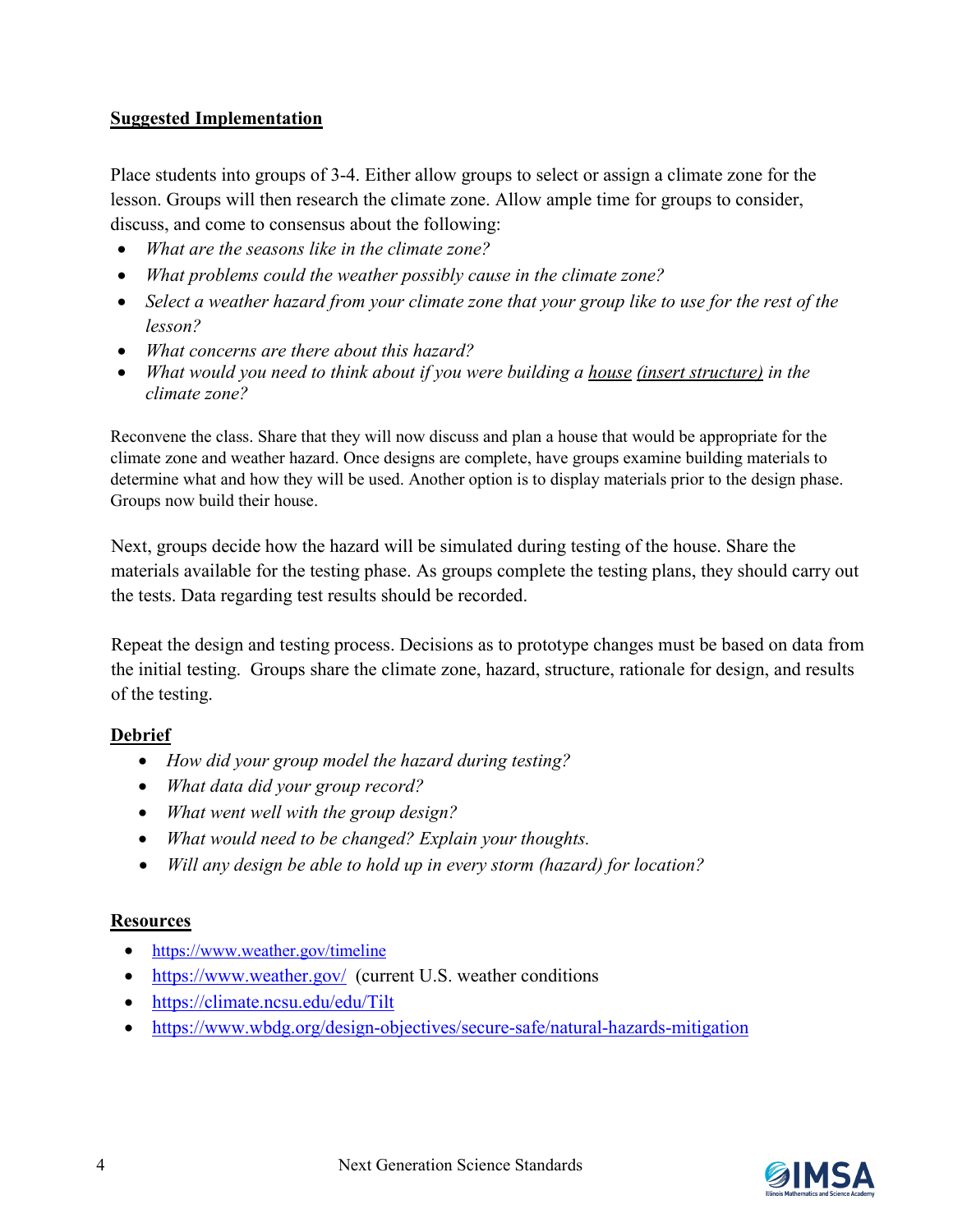## Suggested Implementation

Place students into groups of 3-4. Either allow groups to select or assign a climate zone for the lesson. Groups will then research the climate zone. Allow ample time for groups to consider, discuss, and come to consensus about the following:

- *What are the seasons like in the climate zone?*
- *What problems could the weather possibly cause in the climate zone?*
- *Select a weather hazard from your climate zone that your group like to use for the rest of the lesson?*
- *What concerns are there about this hazard?*
- *What would you need to think about if you were building a <u>house</u> <u>(insert structure)</u> in the climate zone?*

Reconvene the class. Share that they will now discuss and plan a house that would be appropriate for the climate zone and weather hazard. Once designs are complete, have groups examine building materials to determine what and how they will be used. Another option is to display materials prior to the design phase. Groups now build their house.

Next, groups decide how the hazard will be simulated during testing of the house. Share the materials available for the testing phase. As groups complete the testing plans, they should carry out the tests. Data regarding test results should be recorded.

Repeat the design and testing process. Decisions as to prototype changes must be based on data from the initial testing. Groups share the climate zone, hazard, structure, rationale for design, and results of the testing.

## Debrief

- *How did your group model the hazard during testing?*
- *What data did your group record?*
- *What went well with the group design?*
- *What would need to be changed? Explain your thoughts.*
- *Will any design be able to hold up in every storm (hazard) for location?*

## Resources

- https://www.weather.gov/timeline
- https://www.weather.gov/ (current U.S. weather conditions
- https://climate.ncsu.edu/edu/Tilt
- https://www.wbdg.org/design-objectives/secure-safe/natural-hazards-mitigation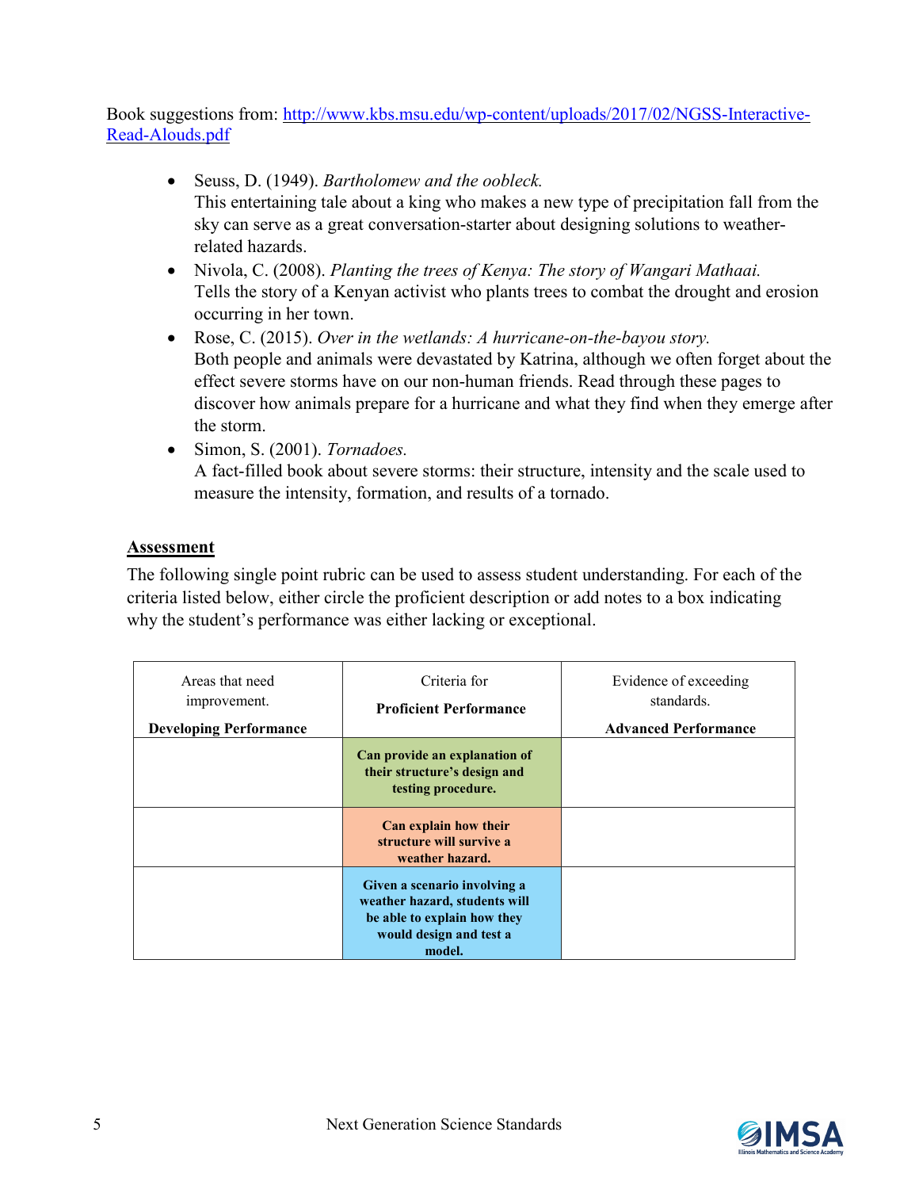Book suggestions from: http://www.kbs.msu.edu/wp-content/uploads/2017/02/NGSS-Interactive-Read-Alouds.pdf

- Seuss, D. (1949). *Bartholomew and the oobleck.*
  This entertaining tale about a king who makes a new type of precipitation fall from the sky can serve as a great conversation-starter about designing solutions to weather-related hazards.
- Nivola, C. (2008). *Planting the trees of Kenya: The story of Wangari Mathaai.*
  Tells the story of a Kenyan activist who plants trees to combat the drought and erosion occurring in her town.
- Rose, C. (2015). *Over in the wetlands: A hurricane-on-the-bayou story.*
  Both people and animals were devastated by Katrina, although we often forget about the effect severe storms have on our non-human friends. Read through these pages to discover how animals prepare for a hurricane and what they find when they emerge after the storm.
- Simon, S. (2001). *Tornadoes.*
  A fact-filled book about severe storms: their structure, intensity and the scale used to measure the intensity, formation, and results of a tornado.

## Assessment

The following single point rubric can be used to assess student understanding. For each of the criteria listed below, either circle the proficient description or add notes to a box indicating why the student's performance was either lacking or exceptional.

| Areas that need improvement. **Developing Performance** | Criteria for **Proficient Performance** | Evidence of exceeding standards. **Advanced Performance** |
|---|---|---|
| | **Can provide an explanation of their structure's design and testing procedure.** | |
| | **Can explain how their structure will survive a weather hazard.** | |
| | **Given a scenario involving a weather hazard, students will be able to explain how they would design and test a model.** | |